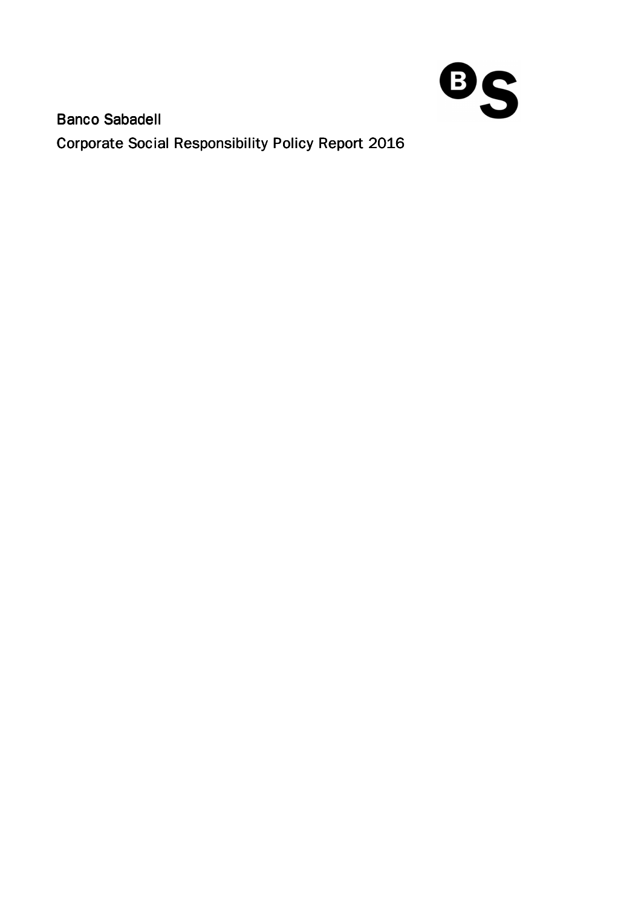# Banco Sabadell

## Corporate Social Responsibility Policy Report 2016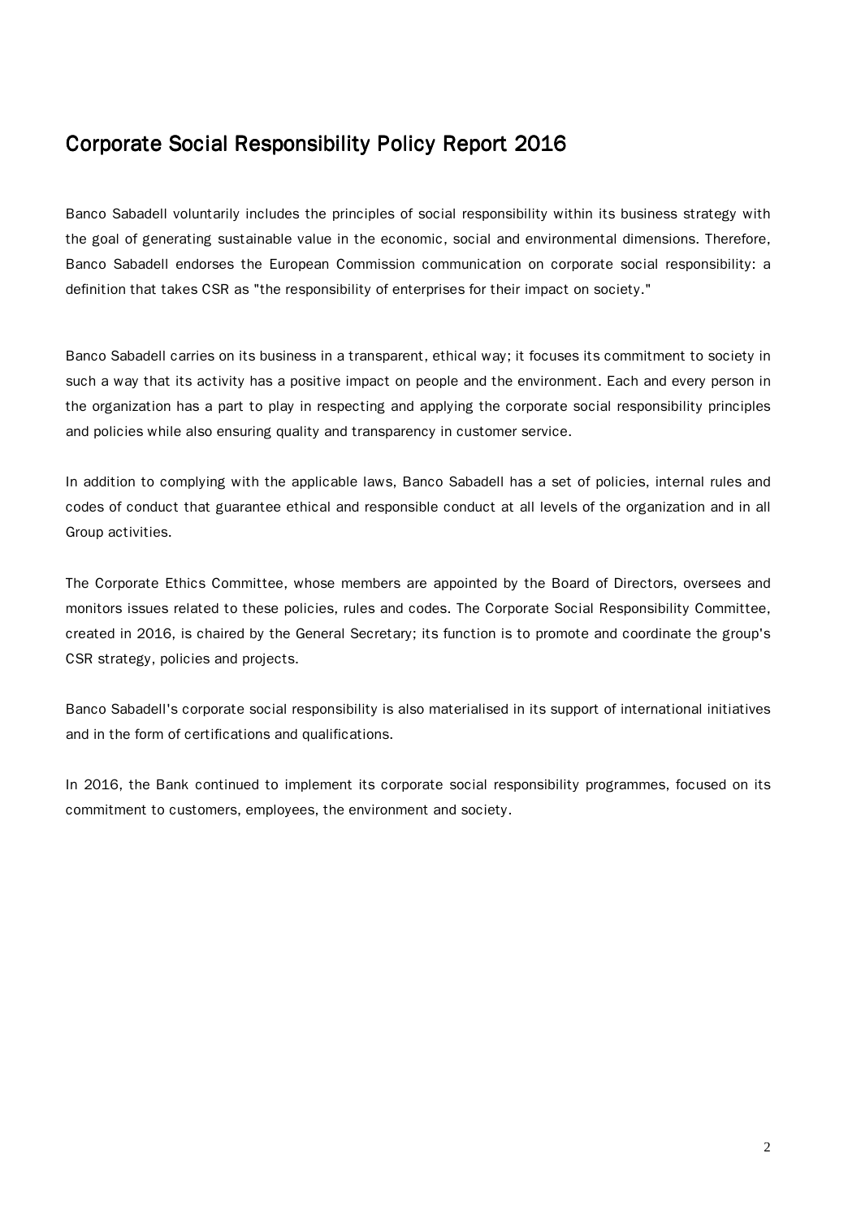# Corporate Social Responsibility Policy Report 2016

Banco Sabadell voluntarily includes the principles of social responsibility within its business strategy with the goal of generating sustainable value in the economic, social and environmental dimensions. Therefore, Banco Sabadell endorses the European Commission communication on corporate social responsibility: a definition that takes CSR as "the responsibility of enterprises for their impact on society."

Banco Sabadell carries on its business in a transparent, ethical way; it focuses its commitment to society in such a way that its activity has a positive impact on people and the environment. Each and every person in the organization has a part to play in respecting and applying the corporate social responsibility principles and policies while also ensuring quality and transparency in customer service.

In addition to complying with the applicable laws, Banco Sabadell has a set of policies, internal rules and codes of conduct that guarantee ethical and responsible conduct at all levels of the organization and in all Group activities.

The Corporate Ethics Committee, whose members are appointed by the Board of Directors, oversees and monitors issues related to these policies, rules and codes. The Corporate Social Responsibility Committee, created in 2016, is chaired by the General Secretary; its function is to promote and coordinate the group's CSR strategy, policies and projects.

Banco Sabadell's corporate social responsibility is also materialised in its support of international initiatives and in the form of certifications and qualifications.

In 2016, the Bank continued to implement its corporate social responsibility programmes, focused on its commitment to customers, employees, the environment and society.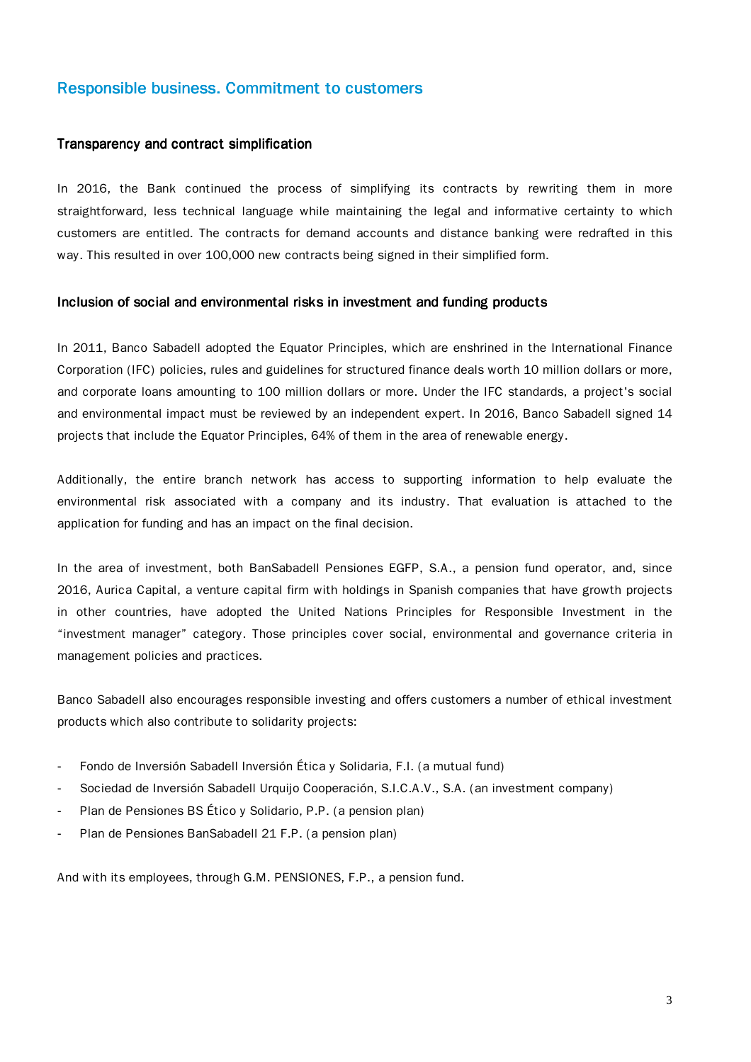## Responsible business. Commitment to customers

### Transparency and contract simplification

In 2016, the Bank continued the process of simplifying its contracts by rewriting them in more straightforward, less technical language while maintaining the legal and informative certainty to which customers are entitled. The contracts for demand accounts and distance banking were redrafted in this way. This resulted in over 100,000 new contracts being signed in their simplified form.

### Inclusion of social and environmental risks in investment and funding products

In 2011, Banco Sabadell adopted the Equator Principles, which are enshrined in the International Finance Corporation (IFC) policies, rules and guidelines for structured finance deals worth 10 million dollars or more, and corporate loans amounting to 100 million dollars or more. Under the IFC standards, a project's social and environmental impact must be reviewed by an independent expert. In 2016, Banco Sabadell signed 14 projects that include the Equator Principles, 64% of them in the area of renewable energy.

Additionally, the entire branch network has access to supporting information to help evaluate the environmental risk associated with a company and its industry. That evaluation is attached to the application for funding and has an impact on the final decision.

In the area of investment, both BanSabadell Pensiones EGFP, S.A., a pension fund operator, and, since 2016, Aurica Capital, a venture capital firm with holdings in Spanish companies that have growth projects in other countries, have adopted the United Nations Principles for Responsible Investment in the "investment manager" category. Those principles cover social, environmental and governance criteria in management policies and practices.

Banco Sabadell also encourages responsible investing and offers customers a number of ethical investment products which also contribute to solidarity projects:

- Fondo de Inversión Sabadell Inversión Ética y Solidaria, F.I. (a mutual fund)
- Sociedad de Inversión Sabadell Urquijo Cooperación, S.I.C.A.V., S.A. (an investment company)
- Plan de Pensiones BS Ético y Solidario, P.P. (a pension plan)
- Plan de Pensiones BanSabadell 21 F.P. (a pension plan)

And with its employees, through G.M. PENSIONES, F.P., a pension fund.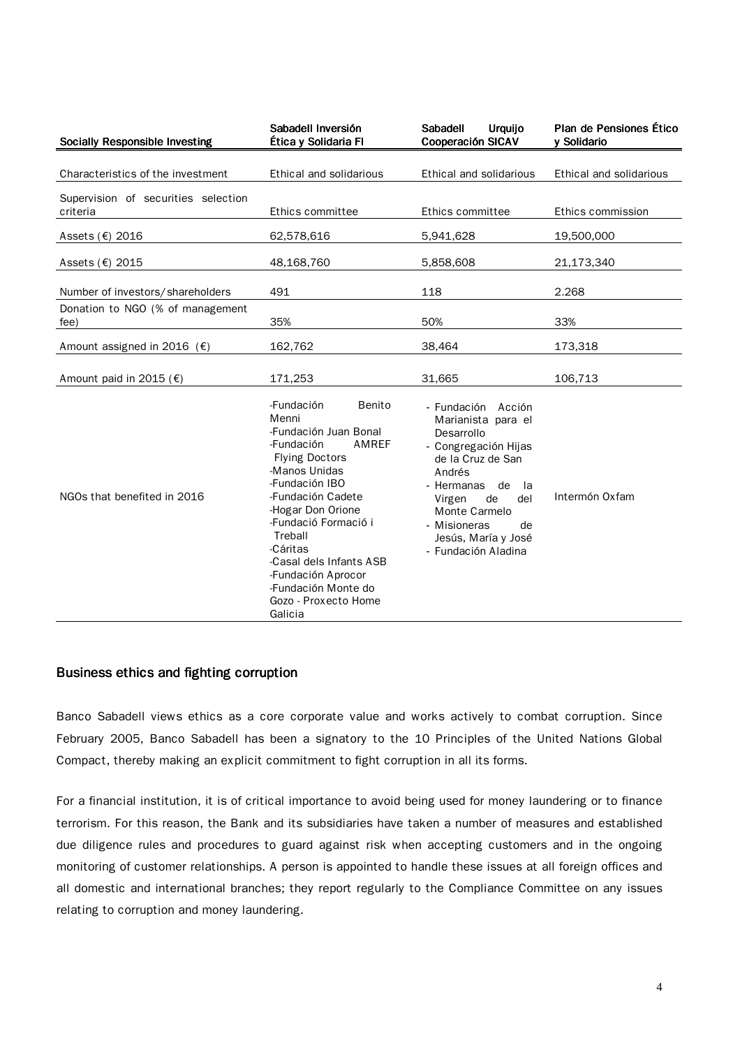| Socially Responsible Investing | Sabadell Inversión Ética y Solidaria FI | Sabadell Urquijo Cooperación SICAV | Plan de Pensiones Ético y Solidario |
|---|---|---|---|
| Characteristics of the investment | Ethical and solidarious | Ethical and solidarious | Ethical and solidarious |
| Supervision of securities selection criteria | Ethics committee | Ethics committee | Ethics commission |
| Assets (€) 2016 | 62,578,616 | 5,941,628 | 19,500,000 |
| Assets (€) 2015 | 48,168,760 | 5,858,608 | 21,173,340 |
| Number of investors/shareholders | 491 | 118 | 2.268 |
| Donation to NGO (% of management fee) | 35% | 50% | 33% |
| Amount assigned in 2016 (€) | 162,762 | 38,464 | 173,318 |
| Amount paid in 2015 (€) | 171,253 | 31,665 | 106,713 |
| NGOs that benefited in 2016 | -Fundación Benito Menni<br>-Fundación Juan Bonal<br>-Fundación AMREF Flying Doctors<br>-Manos Unidas<br>-Fundación IBO<br>-Fundación Cadete<br>-Hogar Don Orione<br>-Fundació Formació i Treball<br>-Cáritas<br>-Casal dels Infants ASB<br>-Fundación Aprocor<br>-Fundación Monte do Gozo - Proxecto Home Galicia | - Fundación Acción Marianista para el Desarrollo<br>- Congregación Hijas de la Cruz de San Andrés<br>- Hermanas de la Virgen de del Monte Carmelo<br>- Misioneras de Jesús, María y José<br>- Fundación Aladina | Intermón Oxfam |

## Business ethics and fighting corruption

Banco Sabadell views ethics as a core corporate value and works actively to combat corruption. Since February 2005, Banco Sabadell has been a signatory to the 10 Principles of the United Nations Global Compact, thereby making an explicit commitment to fight corruption in all its forms.

For a financial institution, it is of critical importance to avoid being used for money laundering or to finance terrorism. For this reason, the Bank and its subsidiaries have taken a number of measures and established due diligence rules and procedures to guard against risk when accepting customers and in the ongoing monitoring of customer relationships. A person is appointed to handle these issues at all foreign offices and all domestic and international branches; they report regularly to the Compliance Committee on any issues relating to corruption and money laundering.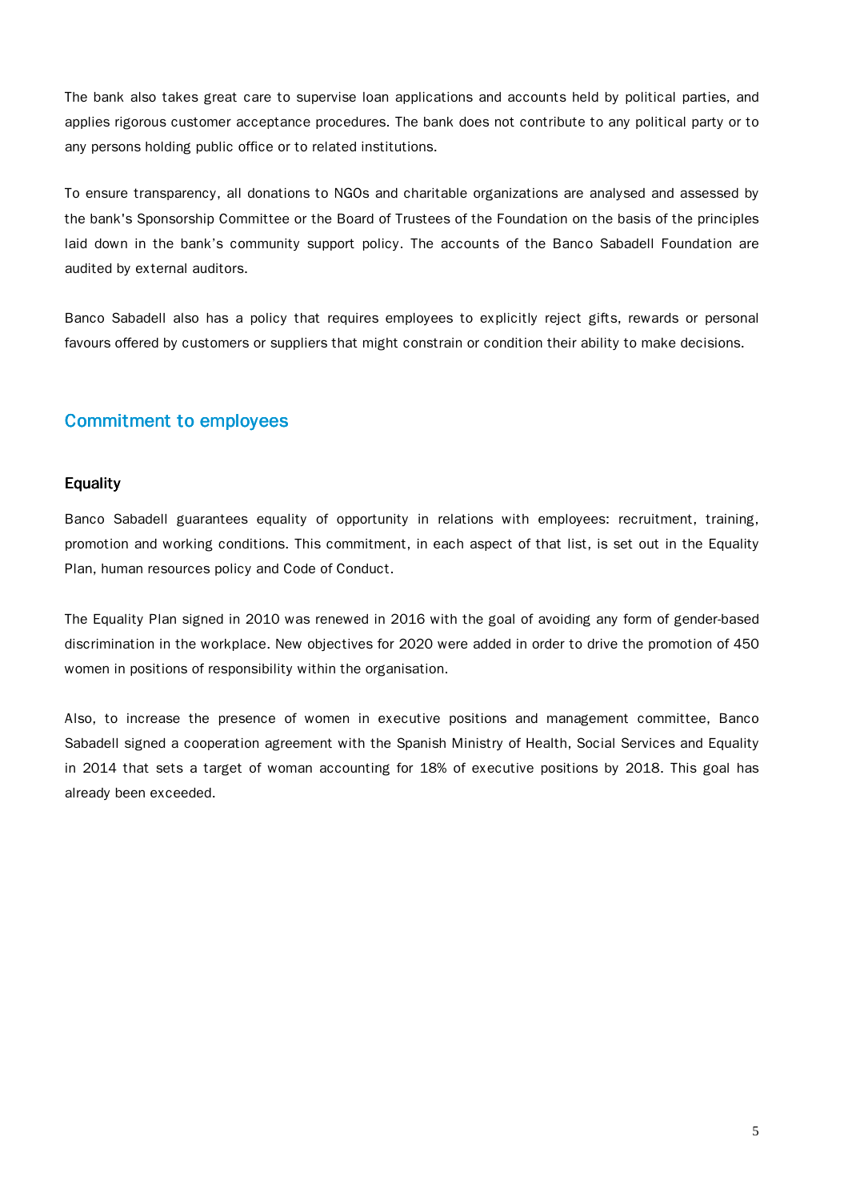The bank also takes great care to supervise loan applications and accounts held by political parties, and applies rigorous customer acceptance procedures. The bank does not contribute to any political party or to any persons holding public office or to related institutions.

To ensure transparency, all donations to NGOs and charitable organizations are analysed and assessed by the bank's Sponsorship Committee or the Board of Trustees of the Foundation on the basis of the principles laid down in the bank's community support policy. The accounts of the Banco Sabadell Foundation are audited by external auditors.

Banco Sabadell also has a policy that requires employees to explicitly reject gifts, rewards or personal favours offered by customers or suppliers that might constrain or condition their ability to make decisions.

## Commitment to employees

### Equality

Banco Sabadell guarantees equality of opportunity in relations with employees: recruitment, training, promotion and working conditions. This commitment, in each aspect of that list, is set out in the Equality Plan, human resources policy and Code of Conduct.

The Equality Plan signed in 2010 was renewed in 2016 with the goal of avoiding any form of gender-based discrimination in the workplace. New objectives for 2020 were added in order to drive the promotion of 450 women in positions of responsibility within the organisation.

Also, to increase the presence of women in executive positions and management committee, Banco Sabadell signed a cooperation agreement with the Spanish Ministry of Health, Social Services and Equality in 2014 that sets a target of woman accounting for 18% of executive positions by 2018. This goal has already been exceeded.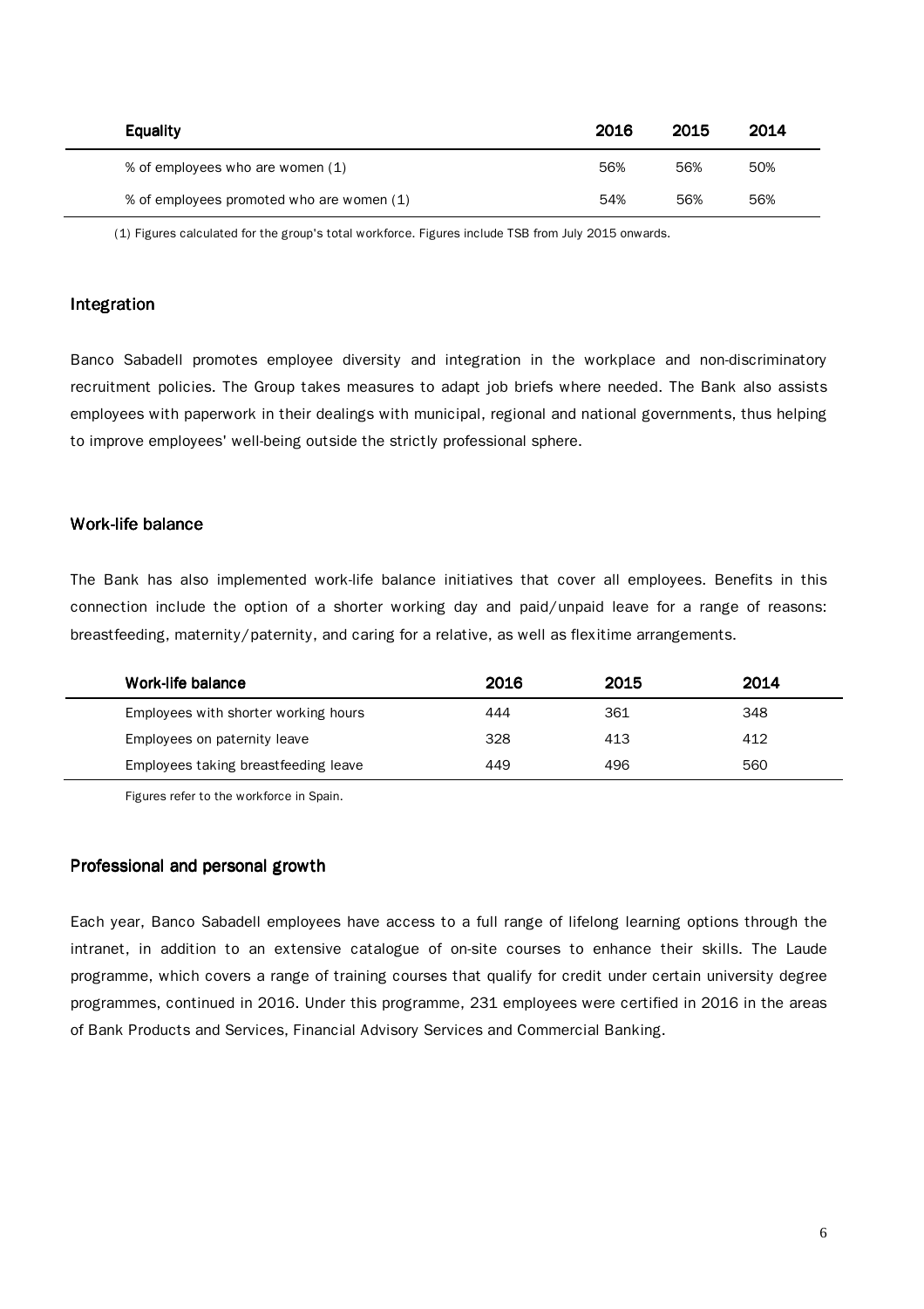| Equality | 2016 | 2015 | 2014 |
| --- | --- | --- | --- |
| % of employees who are women (1) | 56% | 56% | 50% |
| % of employees promoted who are women (1) | 54% | 56% | 56% |

(1) Figures calculated for the group's total workforce. Figures include TSB from July 2015 onwards.

## Integration

Banco Sabadell promotes employee diversity and integration in the workplace and non-discriminatory recruitment policies. The Group takes measures to adapt job briefs where needed. The Bank also assists employees with paperwork in their dealings with municipal, regional and national governments, thus helping to improve employees' well-being outside the strictly professional sphere.

## Work-life balance

The Bank has also implemented work-life balance initiatives that cover all employees. Benefits in this connection include the option of a shorter working day and paid/unpaid leave for a range of reasons: breastfeeding, maternity/paternity, and caring for a relative, as well as flexitime arrangements.

| Work-life balance | 2016 | 2015 | 2014 |
| --- | --- | --- | --- |
| Employees with shorter working hours | 444 | 361 | 348 |
| Employees on paternity leave | 328 | 413 | 412 |
| Employees taking breastfeeding leave | 449 | 496 | 560 |

Figures refer to the workforce in Spain.

## Professional and personal growth

Each year, Banco Sabadell employees have access to a full range of lifelong learning options through the intranet, in addition to an extensive catalogue of on-site courses to enhance their skills. The Laude programme, which covers a range of training courses that qualify for credit under certain university degree programmes, continued in 2016. Under this programme, 231 employees were certified in 2016 in the areas of Bank Products and Services, Financial Advisory Services and Commercial Banking.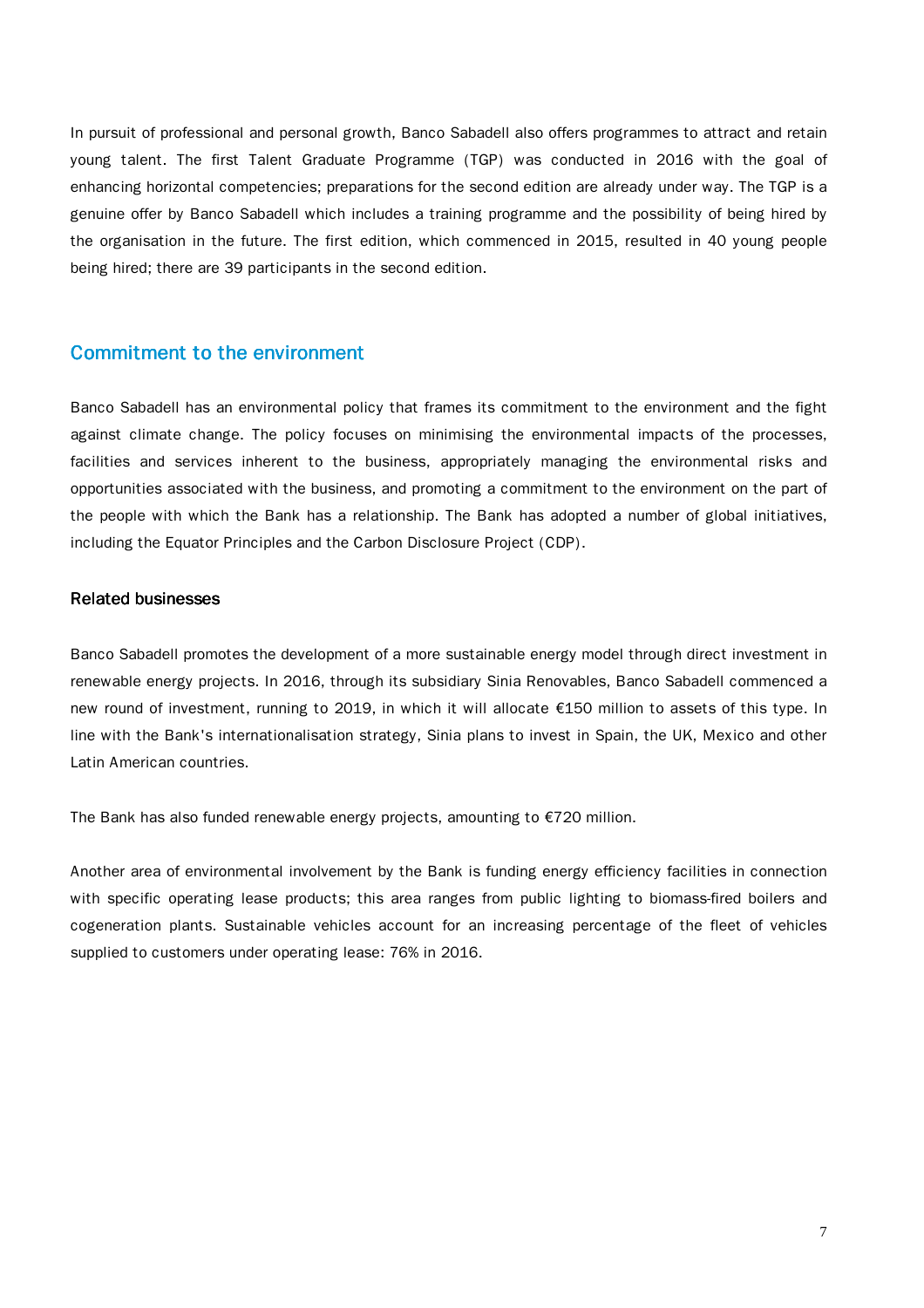In pursuit of professional and personal growth, Banco Sabadell also offers programmes to attract and retain young talent. The first Talent Graduate Programme (TGP) was conducted in 2016 with the goal of enhancing horizontal competencies; preparations for the second edition are already under way. The TGP is a genuine offer by Banco Sabadell which includes a training programme and the possibility of being hired by the organisation in the future. The first edition, which commenced in 2015, resulted in 40 young people being hired; there are 39 participants in the second edition.

## Commitment to the environment

Banco Sabadell has an environmental policy that frames its commitment to the environment and the fight against climate change. The policy focuses on minimising the environmental impacts of the processes, facilities and services inherent to the business, appropriately managing the environmental risks and opportunities associated with the business, and promoting a commitment to the environment on the part of the people with which the Bank has a relationship. The Bank has adopted a number of global initiatives, including the Equator Principles and the Carbon Disclosure Project (CDP).

### Related businesses

Banco Sabadell promotes the development of a more sustainable energy model through direct investment in renewable energy projects. In 2016, through its subsidiary Sinia Renovables, Banco Sabadell commenced a new round of investment, running to 2019, in which it will allocate €150 million to assets of this type. In line with the Bank's internationalisation strategy, Sinia plans to invest in Spain, the UK, Mexico and other Latin American countries.

The Bank has also funded renewable energy projects, amounting to €720 million.

Another area of environmental involvement by the Bank is funding energy efficiency facilities in connection with specific operating lease products; this area ranges from public lighting to biomass-fired boilers and cogeneration plants. Sustainable vehicles account for an increasing percentage of the fleet of vehicles supplied to customers under operating lease: 76% in 2016.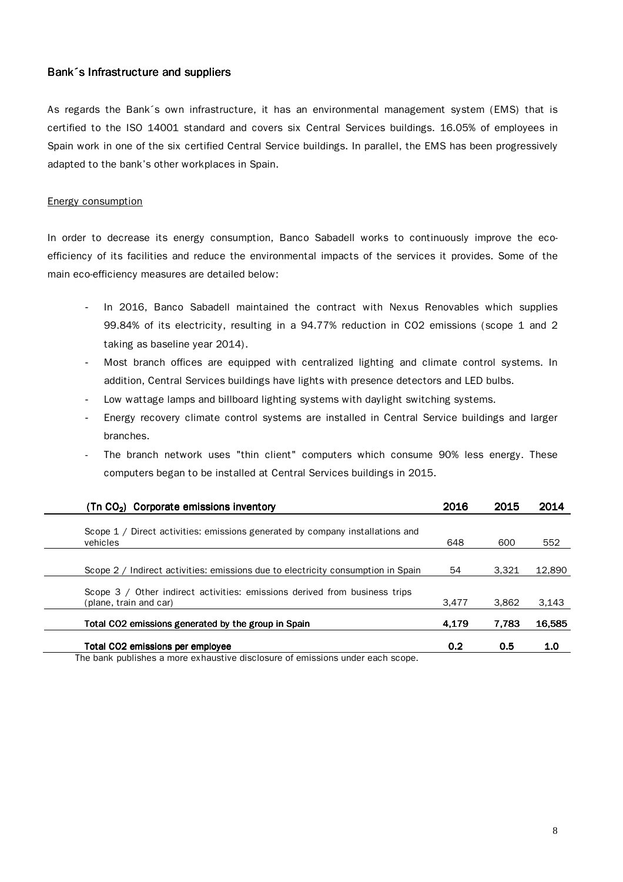## Bank´s Infrastructure and suppliers

As regards the Bank´s own infrastructure, it has an environmental management system (EMS) that is certified to the ISO 14001 standard and covers six Central Services buildings. 16.05% of employees in Spain work in one of the six certified Central Service buildings. In parallel, the EMS has been progressively adapted to the bank's other workplaces in Spain.

### Energy consumption

In order to decrease its energy consumption, Banco Sabadell works to continuously improve the eco-efficiency of its facilities and reduce the environmental impacts of the services it provides. Some of the main eco-efficiency measures are detailed below:

- In 2016, Banco Sabadell maintained the contract with Nexus Renovables which supplies 99.84% of its electricity, resulting in a 94.77% reduction in CO2 emissions (scope 1 and 2 taking as baseline year 2014).
- Most branch offices are equipped with centralized lighting and climate control systems. In addition, Central Services buildings have lights with presence detectors and LED bulbs.
- Low wattage lamps and billboard lighting systems with daylight switching systems.
- Energy recovery climate control systems are installed in Central Service buildings and larger branches.
- The branch network uses "thin client" computers which consume 90% less energy. These computers began to be installed at Central Services buildings in 2015.

| (Tn $CO_2$) Corporate emissions inventory | 2016 | 2015 | 2014 |
|---|---|---|---|
| Scope 1 / Direct activities: emissions generated by company installations and vehicles | 648 | 600 | 552 |
| Scope 2 / Indirect activities: emissions due to electricity consumption in Spain | 54 | 3,321 | 12,890 |
| Scope 3 / Other indirect activities: emissions derived from business trips (plane, train and car) | 3,477 | 3,862 | 3,143 |
| **Total CO2 emissions generated by the group in Spain** | **4,179** | **7,783** | **16,585** |
| **Total CO2 emissions per employee** | **0.2** | **0.5** | **1.0** |

The bank publishes a more exhaustive disclosure of emissions under each scope.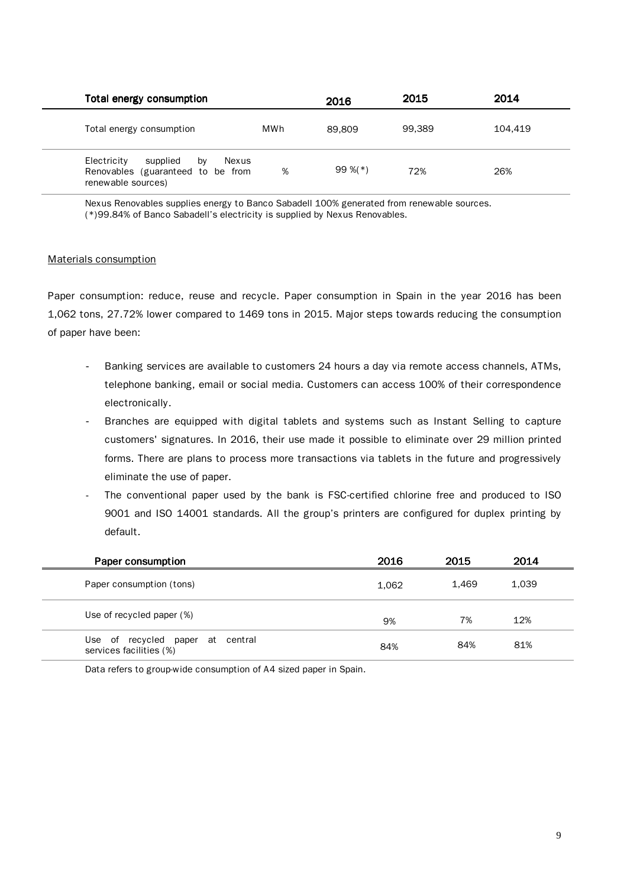| Total energy consumption | | 2016 | 2015 | 2014 |
|---|---|---|---|---|
| Total energy consumption | MWh | 89,809 | 99,389 | 104,419 |
| Electricity supplied by Nexus Renovables (guaranteed to be from renewable sources) | % | 99 %(*) | 72% | 26% |

Nexus Renovables supplies energy to Banco Sabadell 100% generated from renewable sources.
(*)99.84% of Banco Sabadell's electricity is supplied by Nexus Renovables.

Materials consumption

Paper consumption: reduce, reuse and recycle. Paper consumption in Spain in the year 2016 has been 1,062 tons, 27.72% lower compared to 1469 tons in 2015. Major steps towards reducing the consumption of paper have been:

- Banking services are available to customers 24 hours a day via remote access channels, ATMs, telephone banking, email or social media. Customers can access 100% of their correspondence electronically.
- Branches are equipped with digital tablets and systems such as Instant Selling to capture customers' signatures. In 2016, their use made it possible to eliminate over 29 million printed forms. There are plans to process more transactions via tablets in the future and progressively eliminate the use of paper.
- The conventional paper used by the bank is FSC-certified chlorine free and produced to ISO 9001 and ISO 14001 standards. All the group's printers are configured for duplex printing by default.

| Paper consumption | 2016 | 2015 | 2014 |
|---|---|---|---|
| Paper consumption (tons) | 1,062 | 1,469 | 1,039 |
| Use of recycled paper (%) | 9% | 7% | 12% |
| Use of recycled paper at central services facilities (%) | 84% | 84% | 81% |

Data refers to group-wide consumption of A4 sized paper in Spain.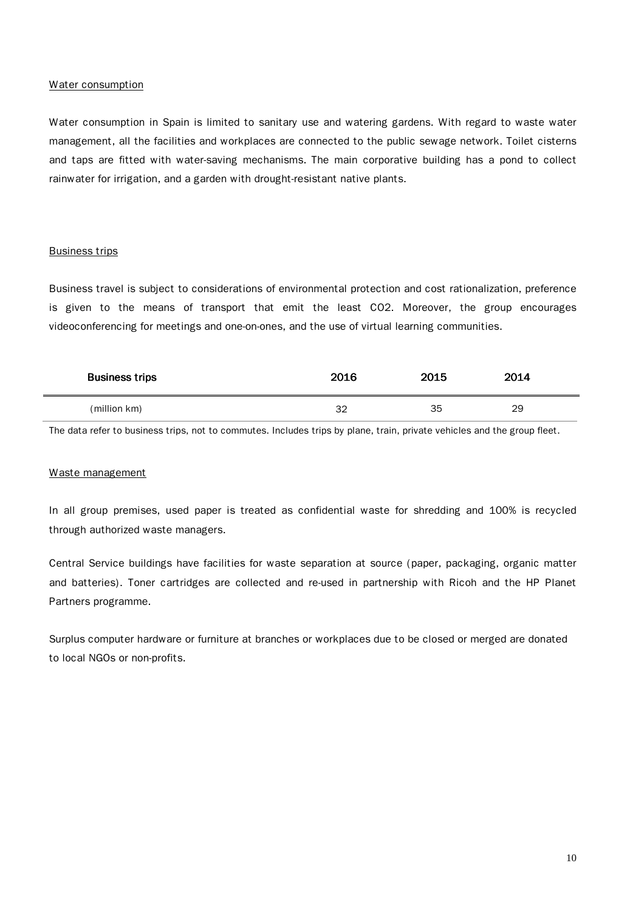Water consumption

Water consumption in Spain is limited to sanitary use and watering gardens. With regard to waste water management, all the facilities and workplaces are connected to the public sewage network. Toilet cisterns and taps are fitted with water-saving mechanisms. The main corporative building has a pond to collect rainwater for irrigation, and a garden with drought-resistant native plants.

Business trips

Business travel is subject to considerations of environmental protection and cost rationalization, preference is given to the means of transport that emit the least $CO_2$. Moreover, the group encourages videoconferencing for meetings and one-on-ones, and the use of virtual learning communities.

| Business trips | 2016 | 2015 | 2014 |
|---|---|---|---|
| (million km) | 32 | 35 | 29 |

The data refer to business trips, not to commutes. Includes trips by plane, train, private vehicles and the group fleet.

Waste management

In all group premises, used paper is treated as confidential waste for shredding and 100% is recycled through authorized waste managers.

Central Service buildings have facilities for waste separation at source (paper, packaging, organic matter and batteries). Toner cartridges are collected and re-used in partnership with Ricoh and the HP Planet Partners programme.

Surplus computer hardware or furniture at branches or workplaces due to be closed or merged are donated to local NGOs or non-profits.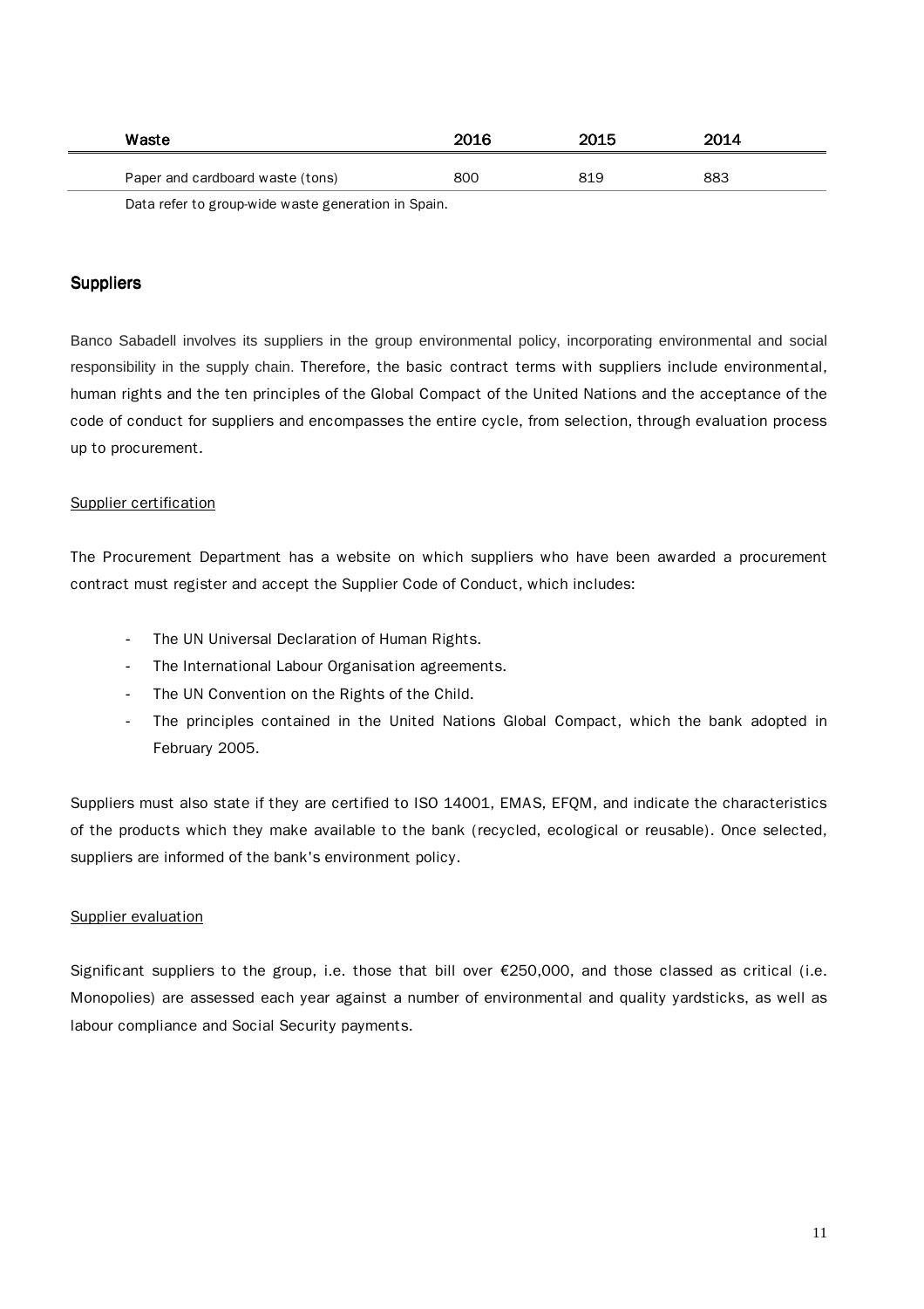| Waste | 2016 | 2015 | 2014 |
|---|---|---|---|
| Paper and cardboard waste (tons) | 800 | 819 | 883 |

Data refer to group-wide waste generation in Spain.

## Suppliers

Banco Sabadell involves its suppliers in the group environmental policy, incorporating environmental and social responsibility in the supply chain. Therefore, the basic contract terms with suppliers include environmental, human rights and the ten principles of the Global Compact of the United Nations and the acceptance of the code of conduct for suppliers and encompasses the entire cycle, from selection, through evaluation process up to procurement.

### Supplier certification

The Procurement Department has a website on which suppliers who have been awarded a procurement contract must register and accept the Supplier Code of Conduct, which includes:

- The UN Universal Declaration of Human Rights.
- The International Labour Organisation agreements.
- The UN Convention on the Rights of the Child.
- The principles contained in the United Nations Global Compact, which the bank adopted in February 2005.

Suppliers must also state if they are certified to ISO 14001, EMAS, EFQM, and indicate the characteristics of the products which they make available to the bank (recycled, ecological or reusable). Once selected, suppliers are informed of the bank's environment policy.

### Supplier evaluation

Significant suppliers to the group, i.e. those that bill over €250,000, and those classed as critical (i.e. Monopolies) are assessed each year against a number of environmental and quality yardsticks, as well as labour compliance and Social Security payments.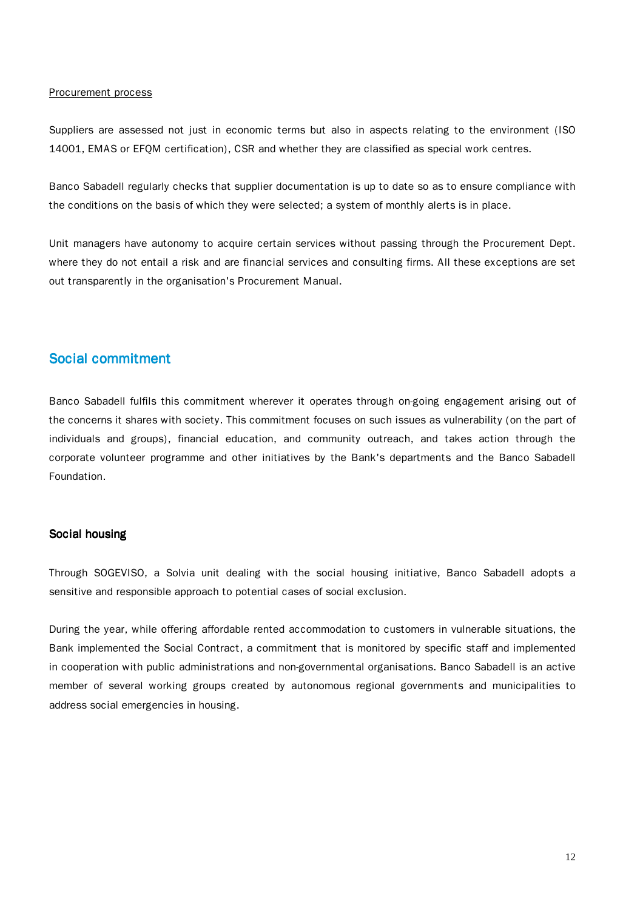Procurement process

Suppliers are assessed not just in economic terms but also in aspects relating to the environment (ISO 14001, EMAS or EFQM certification), CSR and whether they are classified as special work centres.

Banco Sabadell regularly checks that supplier documentation is up to date so as to ensure compliance with the conditions on the basis of which they were selected; a system of monthly alerts is in place.

Unit managers have autonomy to acquire certain services without passing through the Procurement Dept. where they do not entail a risk and are financial services and consulting firms. All these exceptions are set out transparently in the organisation's Procurement Manual.

## Social commitment

Banco Sabadell fulfils this commitment wherever it operates through on-going engagement arising out of the concerns it shares with society. This commitment focuses on such issues as vulnerability (on the part of individuals and groups), financial education, and community outreach, and takes action through the corporate volunteer programme and other initiatives by the Bank's departments and the Banco Sabadell Foundation.

### Social housing

Through SOGEVISO, a Solvia unit dealing with the social housing initiative, Banco Sabadell adopts a sensitive and responsible approach to potential cases of social exclusion.

During the year, while offering affordable rented accommodation to customers in vulnerable situations, the Bank implemented the Social Contract, a commitment that is monitored by specific staff and implemented in cooperation with public administrations and non-governmental organisations. Banco Sabadell is an active member of several working groups created by autonomous regional governments and municipalities to address social emergencies in housing.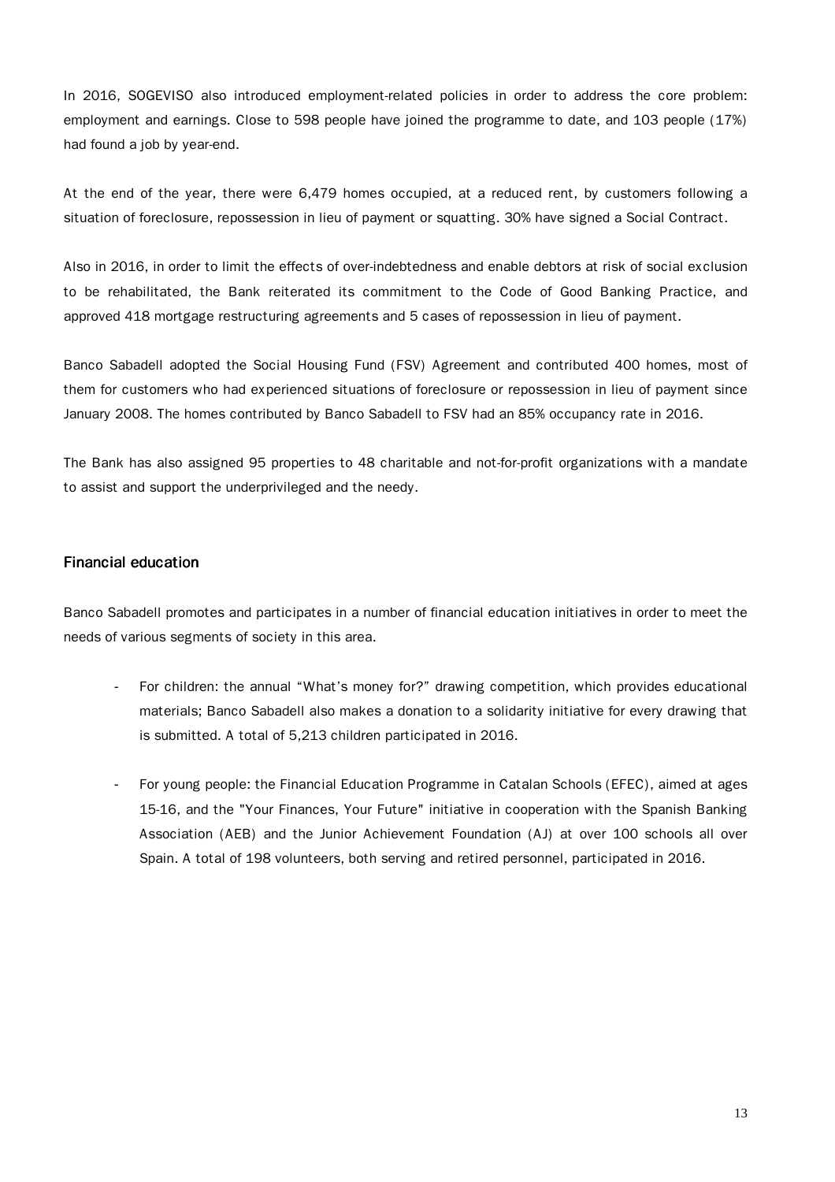In 2016, SOGEVISO also introduced employment-related policies in order to address the core problem: employment and earnings. Close to 598 people have joined the programme to date, and 103 people (17%) had found a job by year-end.

At the end of the year, there were 6,479 homes occupied, at a reduced rent, by customers following a situation of foreclosure, repossession in lieu of payment or squatting. 30% have signed a Social Contract.

Also in 2016, in order to limit the effects of over-indebtedness and enable debtors at risk of social exclusion to be rehabilitated, the Bank reiterated its commitment to the Code of Good Banking Practice, and approved 418 mortgage restructuring agreements and 5 cases of repossession in lieu of payment.

Banco Sabadell adopted the Social Housing Fund (FSV) Agreement and contributed 400 homes, most of them for customers who had experienced situations of foreclosure or repossession in lieu of payment since January 2008. The homes contributed by Banco Sabadell to FSV had an 85% occupancy rate in 2016.

The Bank has also assigned 95 properties to 48 charitable and not-for-profit organizations with a mandate to assist and support the underprivileged and the needy.

## Financial education

Banco Sabadell promotes and participates in a number of financial education initiatives in order to meet the needs of various segments of society in this area.

- For children: the annual "What's money for?" drawing competition, which provides educational materials; Banco Sabadell also makes a donation to a solidarity initiative for every drawing that is submitted. A total of 5,213 children participated in 2016.

- For young people: the Financial Education Programme in Catalan Schools (EFEC), aimed at ages 15-16, and the "Your Finances, Your Future" initiative in cooperation with the Spanish Banking Association (AEB) and the Junior Achievement Foundation (AJ) at over 100 schools all over Spain. A total of 198 volunteers, both serving and retired personnel, participated in 2016.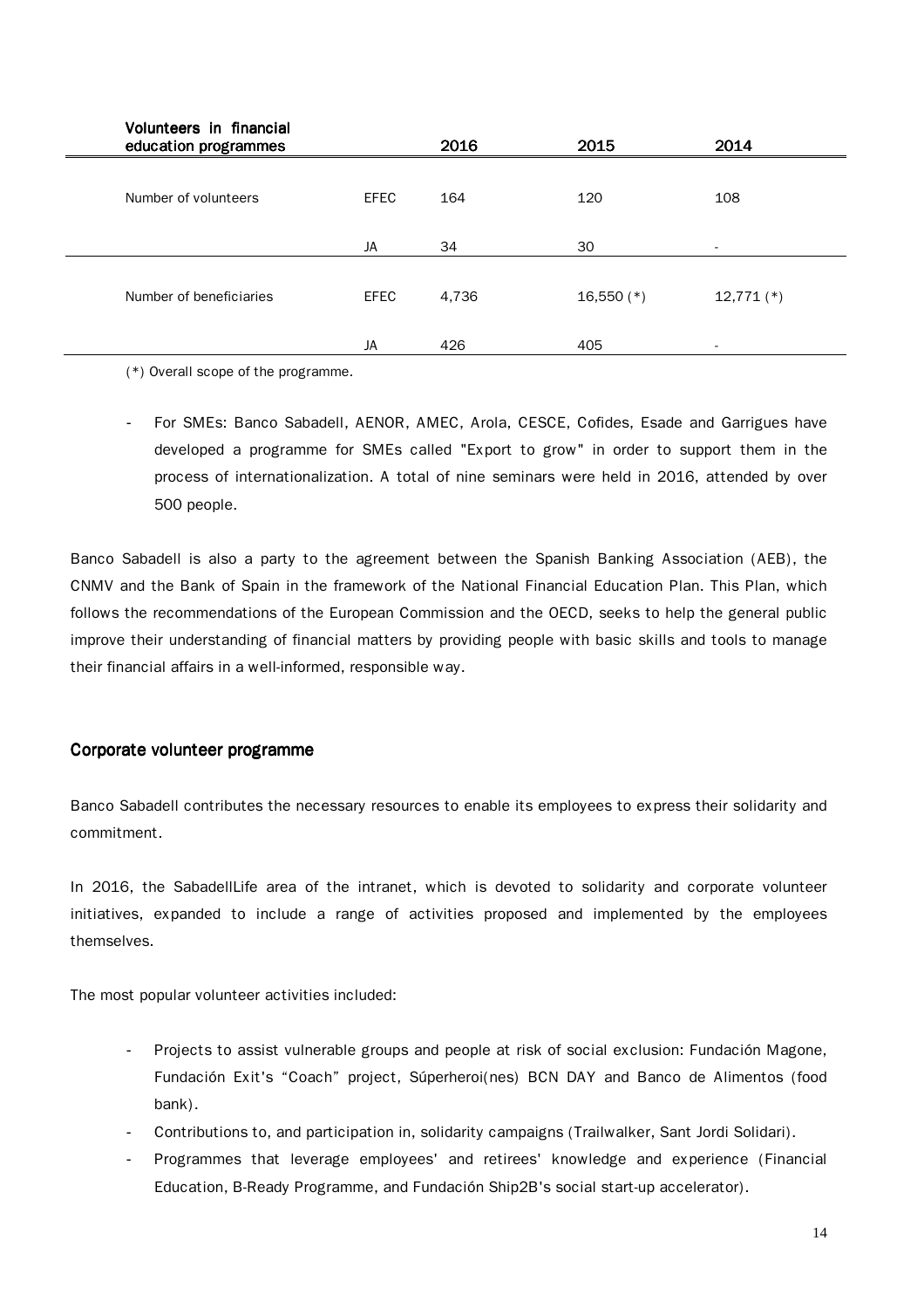| Volunteers in financial education programmes | | 2016 | 2015 | 2014 |
|---|---|---|---|---|
| Number of volunteers | EFEC | 164 | 120 | 108 |
| | JA | 34 | 30 | - |
| Number of beneficiaries | EFEC | 4,736 | 16,550 (*) | 12,771 (*) |
| | JA | 426 | 405 | - |

(*) Overall scope of the programme.

- For SMEs: Banco Sabadell, AENOR, AMEC, Arola, CESCE, Cofides, Esade and Garrigues have developed a programme for SMEs called "Export to grow" in order to support them in the process of internationalization. A total of nine seminars were held in 2016, attended by over 500 people.

Banco Sabadell is also a party to the agreement between the Spanish Banking Association (AEB), the CNMV and the Bank of Spain in the framework of the National Financial Education Plan. This Plan, which follows the recommendations of the European Commission and the OECD, seeks to help the general public improve their understanding of financial matters by providing people with basic skills and tools to manage their financial affairs in a well-informed, responsible way.

## Corporate volunteer programme

Banco Sabadell contributes the necessary resources to enable its employees to express their solidarity and commitment.

In 2016, the SabadellLife area of the intranet, which is devoted to solidarity and corporate volunteer initiatives, expanded to include a range of activities proposed and implemented by the employees themselves.

The most popular volunteer activities included:

- Projects to assist vulnerable groups and people at risk of social exclusion: Fundación Magone, Fundación Exit's "Coach" project, Súperheroi(nes) BCN DAY and Banco de Alimentos (food bank).
- Contributions to, and participation in, solidarity campaigns (Trailwalker, Sant Jordi Solidari).
- Programmes that leverage employees' and retirees' knowledge and experience (Financial Education, B-Ready Programme, and Fundación Ship2B's social start-up accelerator).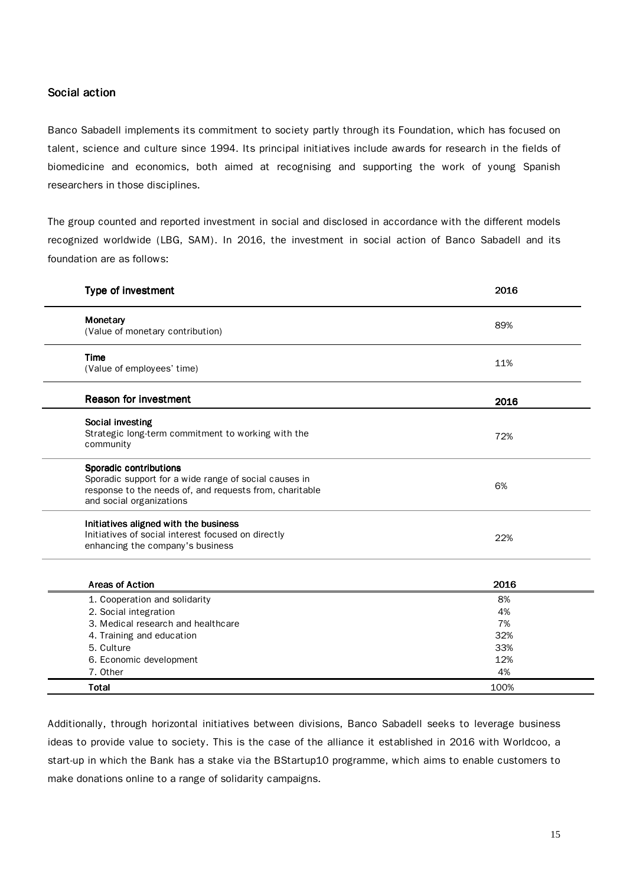## Social action

Banco Sabadell implements its commitment to society partly through its Foundation, which has focused on talent, science and culture since 1994. Its principal initiatives include awards for research in the fields of biomedicine and economics, both aimed at recognising and supporting the work of young Spanish researchers in those disciplines.

The group counted and reported investment in social and disclosed in accordance with the different models recognized worldwide (LBG, SAM). In 2016, the investment in social action of Banco Sabadell and its foundation are as follows:

| Type of investment | 2016 |
|---|---|
| **Monetary**<br>(Value of monetary contribution) | 89% |
| **Time**<br>(Value of employees' time) | 11% |

| Reason for investment | 2016 |
|---|---|
| **Social investing**<br>Strategic long-term commitment to working with the community | 72% |
| **Sporadic contributions**<br>Sporadic support for a wide range of social causes in response to the needs of, and requests from, charitable and social organizations | 6% |
| **Initiatives aligned with the business**<br>Initiatives of social interest focused on directly enhancing the company's business | 22% |

| Areas of Action | 2016 |
|---|---|
| 1. Cooperation and solidarity | 8% |
| 2. Social integration | 4% |
| 3. Medical research and healthcare | 7% |
| 4. Training and education | 32% |
| 5. Culture | 33% |
| 6. Economic development | 12% |
| 7. Other | 4% |
| **Total** | 100% |

Additionally, through horizontal initiatives between divisions, Banco Sabadell seeks to leverage business ideas to provide value to society. This is the case of the alliance it established in 2016 with Worldcoo, a start-up in which the Bank has a stake via the BStartup10 programme, which aims to enable customers to make donations online to a range of solidarity campaigns.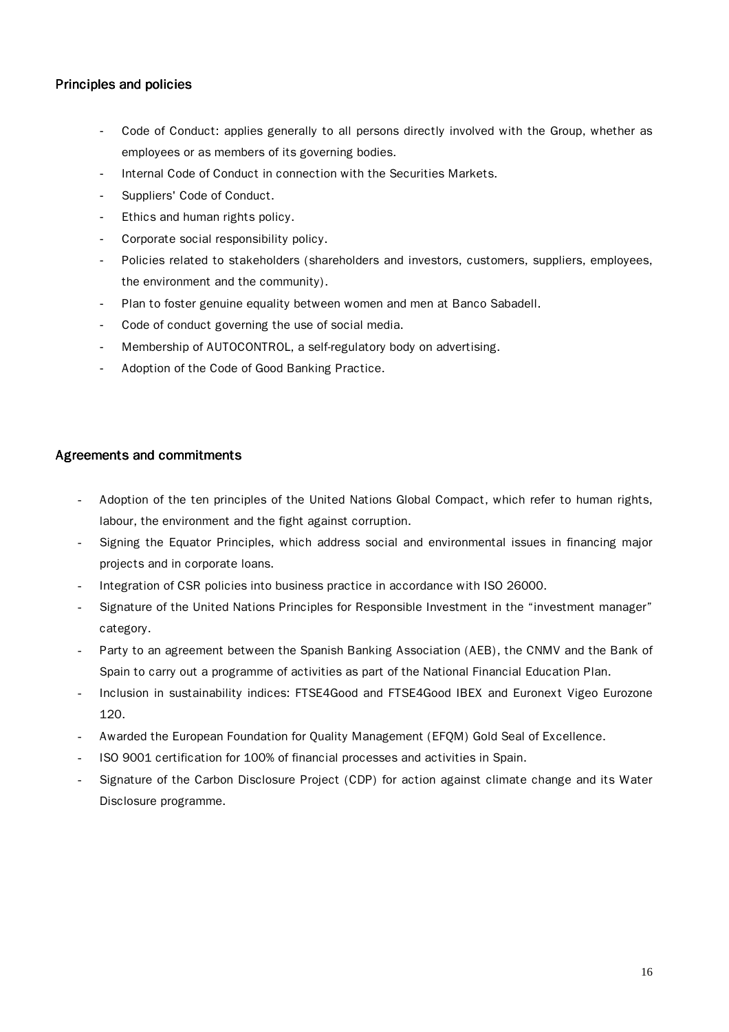## Principles and policies

- Code of Conduct: applies generally to all persons directly involved with the Group, whether as employees or as members of its governing bodies.
- Internal Code of Conduct in connection with the Securities Markets.
- Suppliers' Code of Conduct.
- Ethics and human rights policy.
- Corporate social responsibility policy.
- Policies related to stakeholders (shareholders and investors, customers, suppliers, employees, the environment and the community).
- Plan to foster genuine equality between women and men at Banco Sabadell.
- Code of conduct governing the use of social media.
- Membership of AUTOCONTROL, a self-regulatory body on advertising.
- Adoption of the Code of Good Banking Practice.

## Agreements and commitments

- Adoption of the ten principles of the United Nations Global Compact, which refer to human rights, labour, the environment and the fight against corruption.
- Signing the Equator Principles, which address social and environmental issues in financing major projects and in corporate loans.
- Integration of CSR policies into business practice in accordance with ISO 26000.
- Signature of the United Nations Principles for Responsible Investment in the "investment manager" category.
- Party to an agreement between the Spanish Banking Association (AEB), the CNMV and the Bank of Spain to carry out a programme of activities as part of the National Financial Education Plan.
- Inclusion in sustainability indices: FTSE4Good and FTSE4Good IBEX and Euronext Vigeo Eurozone 120.
- Awarded the European Foundation for Quality Management (EFQM) Gold Seal of Excellence.
- ISO 9001 certification for 100% of financial processes and activities in Spain.
- Signature of the Carbon Disclosure Project (CDP) for action against climate change and its Water Disclosure programme.